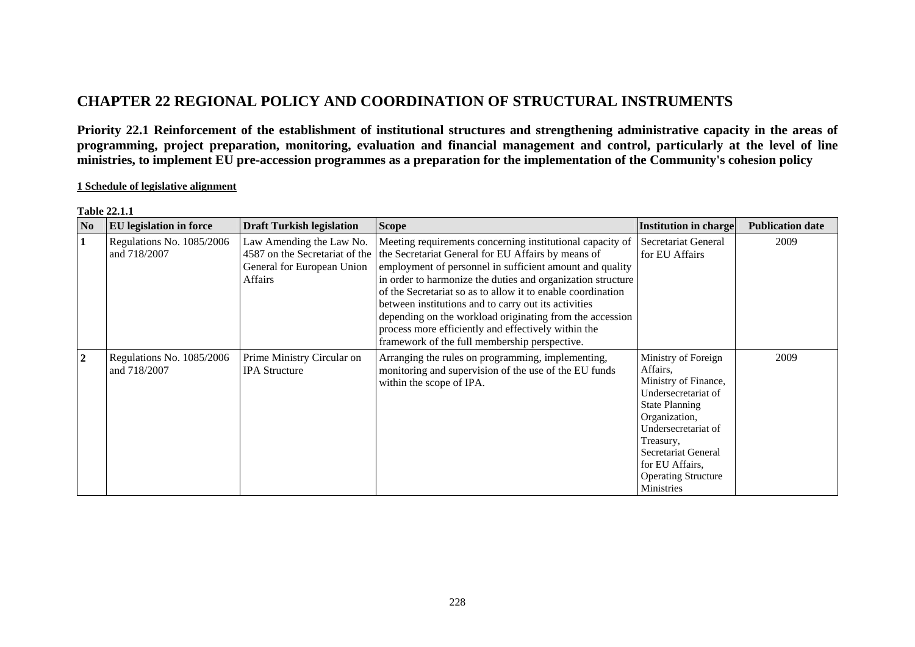# CHAPTER 22 REGIONAL POLICY AND COORDINATION OF STRUCTURAL INSTRUMENTS

**Priority 22.1 Reinforcement of the establishment of institutional structures and strengthening administrative capacity in the areas of programming, project preparation, monitoring, evaluation and financial management and control, particularly at the level of line ministries, to implement EU pre-accession programmes as a preparation for the implementation of the Community's cohesion policy**

**1 Schedule of legislative alignment**

**Table 22.1.1**

| No | EU legislation in force | Draft Turkish legislation | Scope | Institution in charge | Publication date |
|---|---|---|---|---|---|
| 1 | Regulations No. 1085/2006 and 718/2007 | Law Amending the Law No. 4587 on the Secretariat of the General for European Union Affairs | Meeting requirements concerning institutional capacity of the Secretariat General for EU Affairs by means of employment of personnel in sufficient amount and quality in order to harmonize the duties and organization structure of the Secretariat so as to allow it to enable coordination between institutions and to carry out its activities depending on the workload originating from the accession process more efficiently and effectively within the framework of the full membership perspective. | Secretariat General for EU Affairs | 2009 |
| 2 | Regulations No. 1085/2006 and 718/2007 | Prime Ministry Circular on IPA Structure | Arranging the rules on programming, implementing, monitoring and supervision of the use of the EU funds within the scope of IPA. | Ministry of Foreign Affairs, Ministry of Finance, Undersecretariat of State Planning Organization, Undersecretariat of Treasury, Secretariat General for EU Affairs, Operating Structure Ministries | 2009 |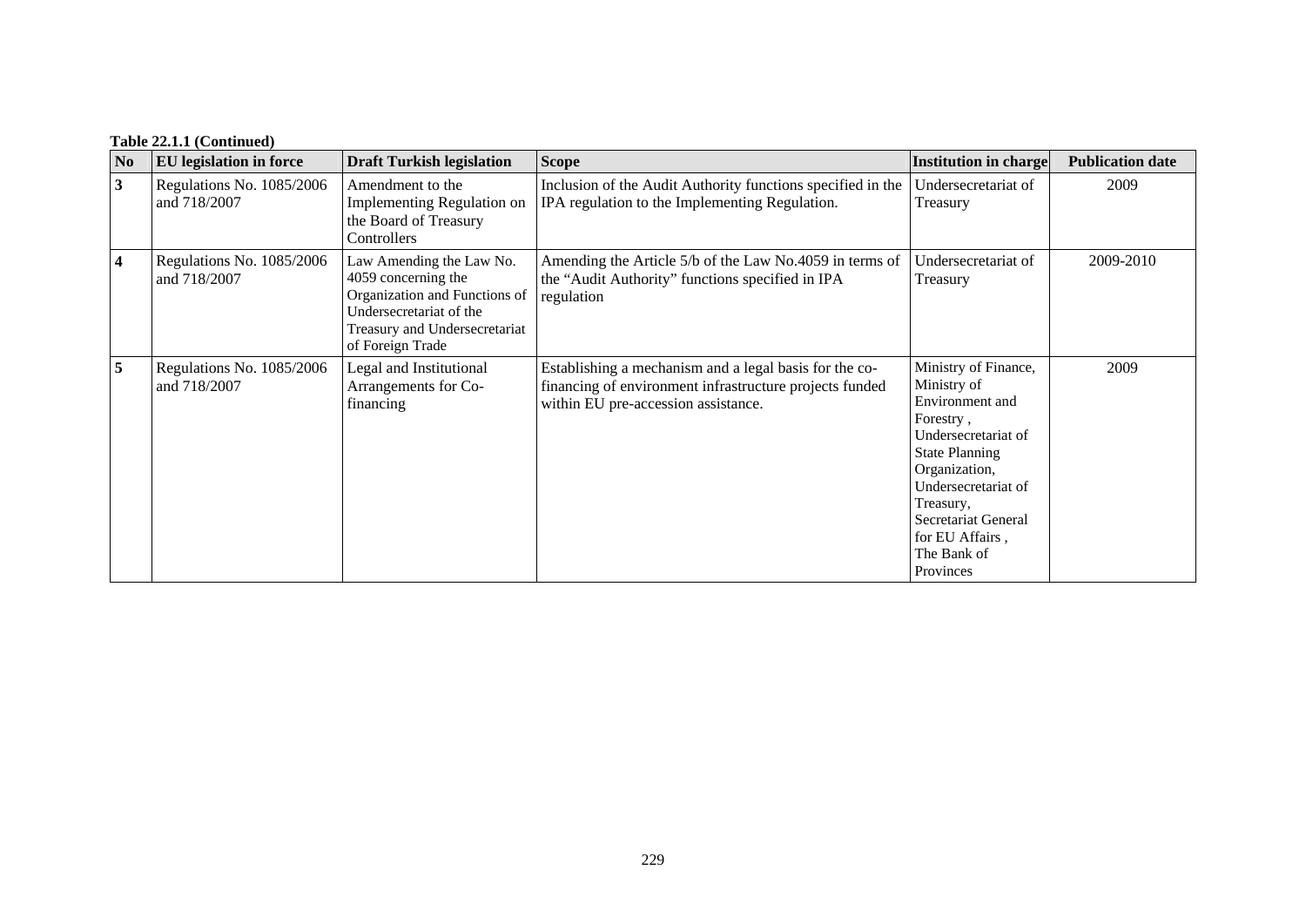**Table 22.1.1 (Continued)**

| No | EU legislation in force | Draft Turkish legislation | Scope | Institution in charge | Publication date |
|---|---|---|---|---|---|
| 3 | Regulations No. 1085/2006 and 718/2007 | Amendment to the Implementing Regulation on the Board of Treasury Controllers | Inclusion of the Audit Authority functions specified in the IPA regulation to the Implementing Regulation. | Undersecretariat of Treasury | 2009 |
| 4 | Regulations No. 1085/2006 and 718/2007 | Law Amending the Law No. 4059 concerning the Organization and Functions of Undersecretariat of the Treasury and Undersecretariat of Foreign Trade | Amending the Article 5/b of the Law No.4059 in terms of the "Audit Authority" functions specified in IPA regulation | Undersecretariat of Treasury | 2009-2010 |
| 5 | Regulations No. 1085/2006 and 718/2007 | Legal and Institutional Arrangements for Co-financing | Establishing a mechanism and a legal basis for the co-financing of environment infrastructure projects funded within EU pre-accession assistance. | Ministry of Finance, Ministry of Environment and Forestry , Undersecretariat of State Planning Organization, Undersecretariat of Treasury, Secretariat General for EU Affairs , The Bank of Provinces | 2009 |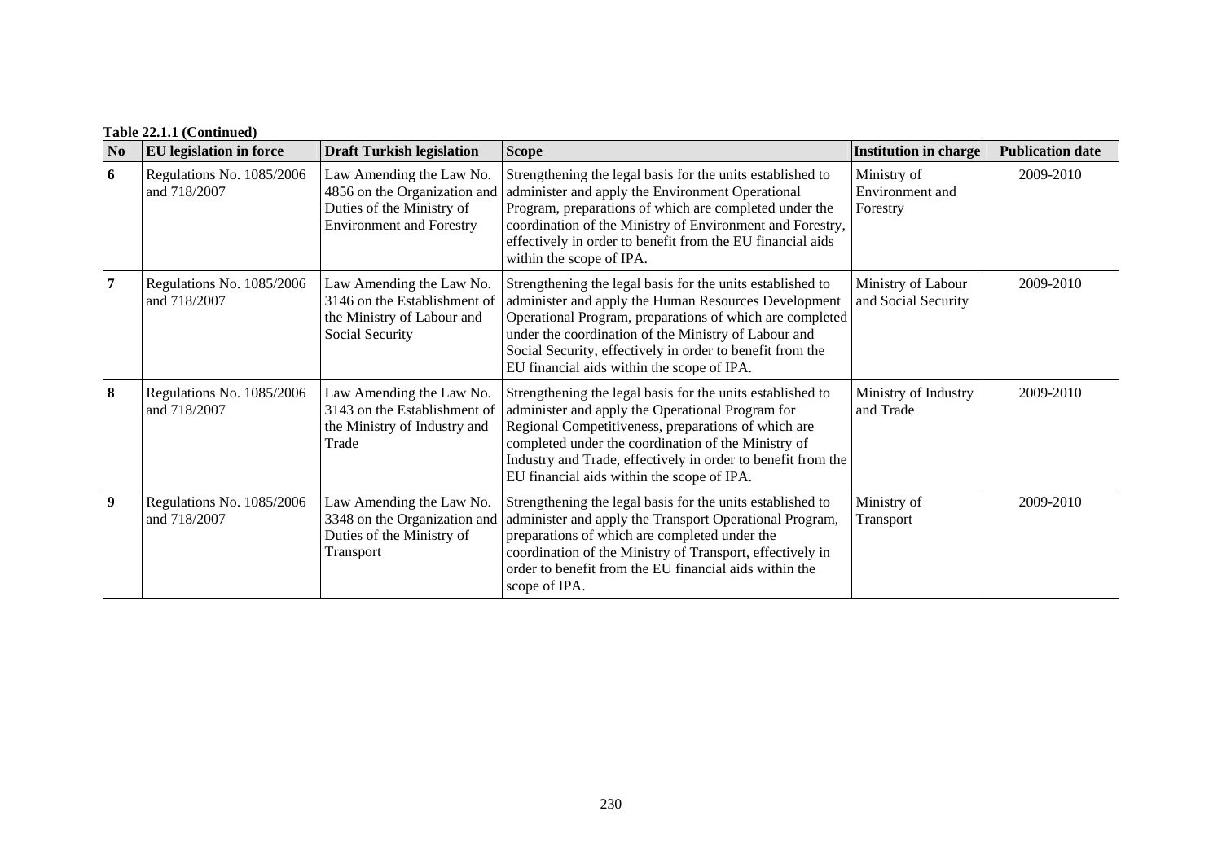**Table 22.1.1 (Continued)**

| No | EU legislation in force | Draft Turkish legislation | Scope | Institution in charge | Publication date |
|---|---|---|---|---|---|
| 6 | Regulations No. 1085/2006 and 718/2007 | Law Amending the Law No. 4856 on the Organization and Duties of the Ministry of Environment and Forestry | Strengthening the legal basis for the units established to administer and apply the Environment Operational Program, preparations of which are completed under the coordination of the Ministry of Environment and Forestry, effectively in order to benefit from the EU financial aids within the scope of IPA. | Ministry of Environment and Forestry | 2009-2010 |
| 7 | Regulations No. 1085/2006 and 718/2007 | Law Amending the Law No. 3146 on the Establishment of the Ministry of Labour and Social Security | Strengthening the legal basis for the units established to administer and apply the Human Resources Development Operational Program, preparations of which are completed under the coordination of the Ministry of Labour and Social Security, effectively in order to benefit from the EU financial aids within the scope of IPA. | Ministry of Labour and Social Security | 2009-2010 |
| 8 | Regulations No. 1085/2006 and 718/2007 | Law Amending the Law No. 3143 on the Establishment of the Ministry of Industry and Trade | Strengthening the legal basis for the units established to administer and apply the Operational Program for Regional Competitiveness, preparations of which are completed under the coordination of the Ministry of Industry and Trade, effectively in order to benefit from the EU financial aids within the scope of IPA. | Ministry of Industry and Trade | 2009-2010 |
| 9 | Regulations No. 1085/2006 and 718/2007 | Law Amending the Law No. 3348 on the Organization and Duties of the Ministry of Transport | Strengthening the legal basis for the units established to administer and apply the Transport Operational Program, preparations of which are completed under the coordination of the Ministry of Transport, effectively in order to benefit from the EU financial aids within the scope of IPA. | Ministry of Transport | 2009-2010 |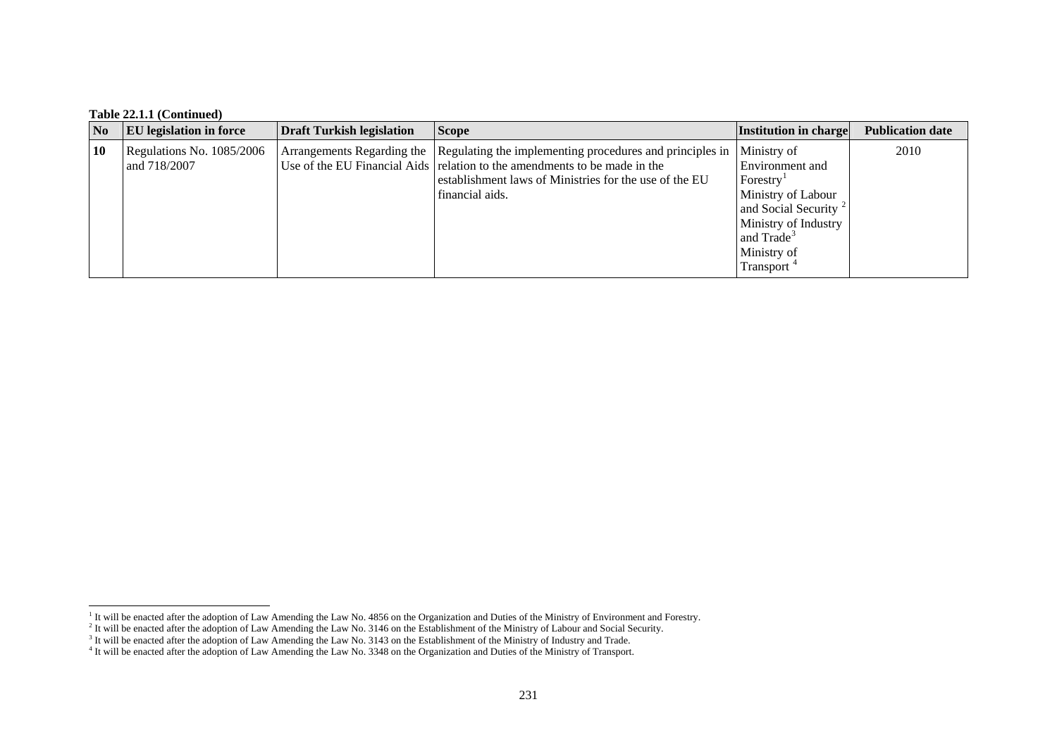**Table 22.1.1 (Continued)**

| No | EU legislation in force | Draft Turkish legislation | Scope | Institution in charge | Publication date |
|---|---|---|---|---|---|
| **10** | Regulations No. 1085/2006 and 718/2007 | Arrangements Regarding the Use of the EU Financial Aids | Regulating the implementing procedures and principles in relation to the amendments to be made in the establishment laws of Ministries for the use of the EU financial aids. | Ministry of Environment and Forestry[1] Ministry of Labour and Social Security [2] Ministry of Industry and Trade[3] Ministry of Transport [4] | 2010 |

[1] It will be enacted after the adoption of Law Amending the Law No. 4856 on the Organization and Duties of the Ministry of Environment and Forestry.

[2] It will be enacted after the adoption of Law Amending the Law No. 3146 on the Establishment of the Ministry of Labour and Social Security.

[3] It will be enacted after the adoption of Law Amending the Law No. 3143 on the Establishment of the Ministry of Industry and Trade.

[4] It will be enacted after the adoption of Law Amending the Law No. 3348 on the Organization and Duties of the Ministry of Transport.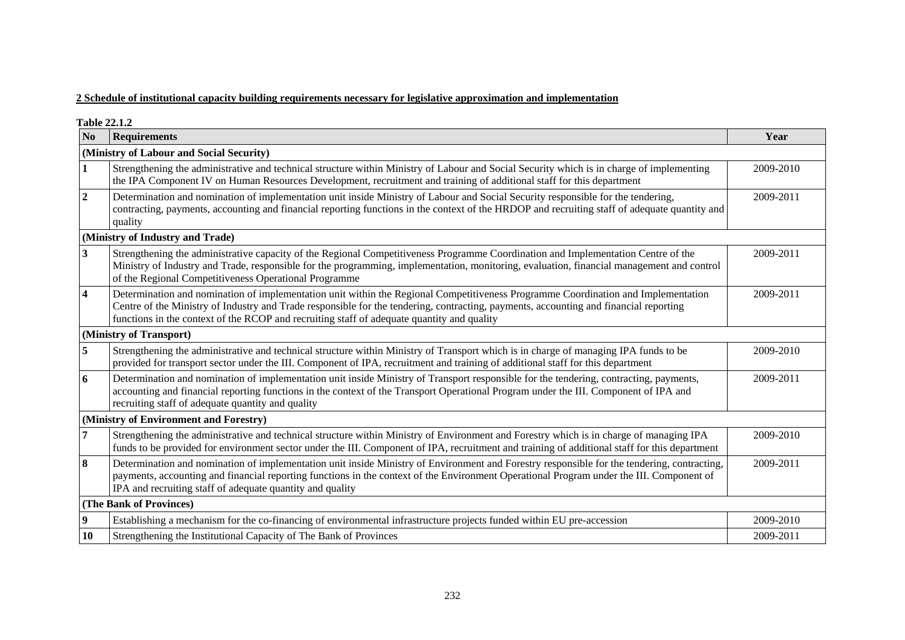**2 Schedule of institutional capacity building requirements necessary for legislative approximation and implementation**

**Table 22.1.2**

| No | Requirements | Year |
|---|---|---|
| **(Ministry of Labour and Social Security)** | | |
| **1** | Strengthening the administrative and technical structure within Ministry of Labour and Social Security which is in charge of implementing the IPA Component IV on Human Resources Development, recruitment and training of additional staff for this department | 2009-2010 |
| **2** | Determination and nomination of implementation unit inside Ministry of Labour and Social Security responsible for the tendering, contracting, payments, accounting and financial reporting functions in the context of the HRDOP and recruiting staff of adequate quantity and quality | 2009-2011 |
| **(Ministry of Industry and Trade)** | | |
| **3** | Strengthening the administrative capacity of the Regional Competitiveness Programme Coordination and Implementation Centre of the Ministry of Industry and Trade, responsible for the programming, implementation, monitoring, evaluation, financial management and control of the Regional Competitiveness Operational Programme | 2009-2011 |
| **4** | Determination and nomination of implementation unit within the Regional Competitiveness Programme Coordination and Implementation Centre of the Ministry of Industry and Trade responsible for the tendering, contracting, payments, accounting and financial reporting functions in the context of the RCOP and recruiting staff of adequate quantity and quality | 2009-2011 |
| **(Ministry of Transport)** | | |
| **5** | Strengthening the administrative and technical structure within Ministry of Transport which is in charge of managing IPA funds to be provided for transport sector under the III. Component of IPA, recruitment and training of additional staff for this department | 2009-2010 |
| **6** | Determination and nomination of implementation unit inside Ministry of Transport responsible for the tendering, contracting, payments, accounting and financial reporting functions in the context of the Transport Operational Program under the III. Component of IPA and recruiting staff of adequate quantity and quality | 2009-2011 |
| **(Ministry of Environment and Forestry)** | | |
| **7** | Strengthening the administrative and technical structure within Ministry of Environment and Forestry which is in charge of managing IPA funds to be provided for environment sector under the III. Component of IPA, recruitment and training of additional staff for this department | 2009-2010 |
| **8** | Determination and nomination of implementation unit inside Ministry of Environment and Forestry responsible for the tendering, contracting, payments, accounting and financial reporting functions in the context of the Environment Operational Program under the III. Component of IPA and recruiting staff of adequate quantity and quality | 2009-2011 |
| **(The Bank of Provinces)** | | |
| **9** | Establishing a mechanism for the co-financing of environmental infrastructure projects funded within EU pre-accession | 2009-2010 |
| **10** | Strengthening the Institutional Capacity of The Bank of Provinces | 2009-2011 |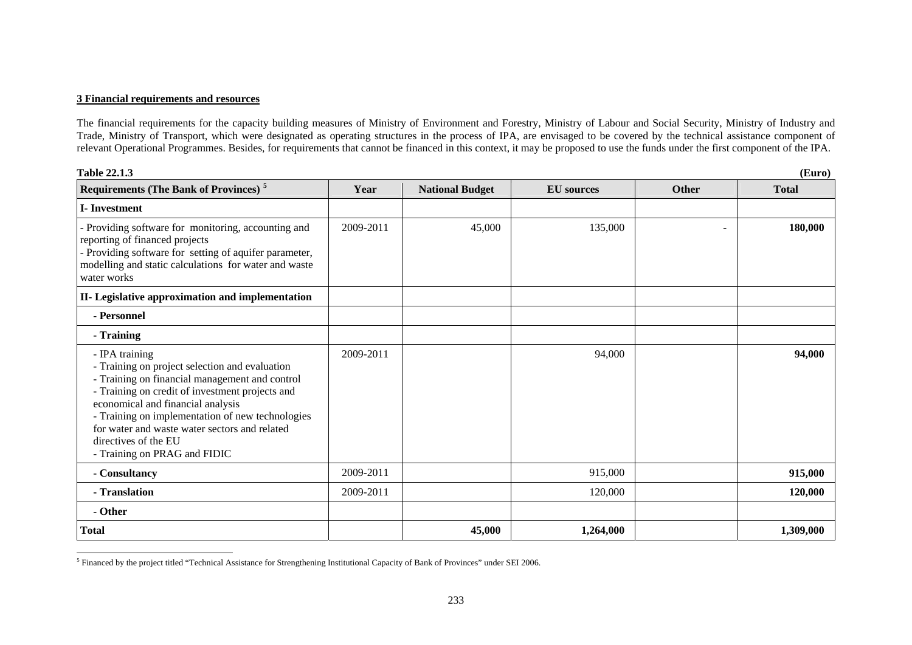**3 Financial requirements and resources**

The financial requirements for the capacity building measures of Ministry of Environment and Forestry, Ministry of Labour and Social Security, Ministry of Industry and Trade, Ministry of Transport, which were designated as operating structures in the process of IPA, are envisaged to be covered by the technical assistance component of relevant Operational Programmes. Besides, for requirements that cannot be financed in this context, it may be proposed to use the funds under the first component of the IPA.

**Table 22.1.3** **(Euro)**

| Requirements (The Bank of Provinces) [5] | Year | National Budget | EU sources | Other | Total |
|---|---|---|---|---|---|
| **I- Investment** | | | | | |
| - Providing software for monitoring, accounting and reporting of financed projects<br>- Providing software for setting of aquifer parameter, modelling and static calculations for water and waste water works | 2009-2011 | 45,000 | 135,000 | - | **180,000** |
| **II- Legislative approximation and implementation** | | | | | |
| **- Personnel** | | | | | |
| **- Training** | | | | | |
| - IPA training<br>- Training on project selection and evaluation<br>- Training on financial management and control<br>- Training on credit of investment projects and economical and financial analysis<br>- Training on implementation of new technologies for water and waste water sectors and related directives of the EU<br>- Training on PRAG and FIDIC | 2009-2011 | | 94,000 | | **94,000** |
| **- Consultancy** | 2009-2011 | | 915,000 | | **915,000** |
| **- Translation** | 2009-2011 | | 120,000 | | **120,000** |
| **- Other** | | | | | |
| **Total** | | **45,000** | **1,264,000** | | **1,309,000** |

[5] Financed by the project titled "Technical Assistance for Strengthening Institutional Capacity of Bank of Provinces" under SEI 2006.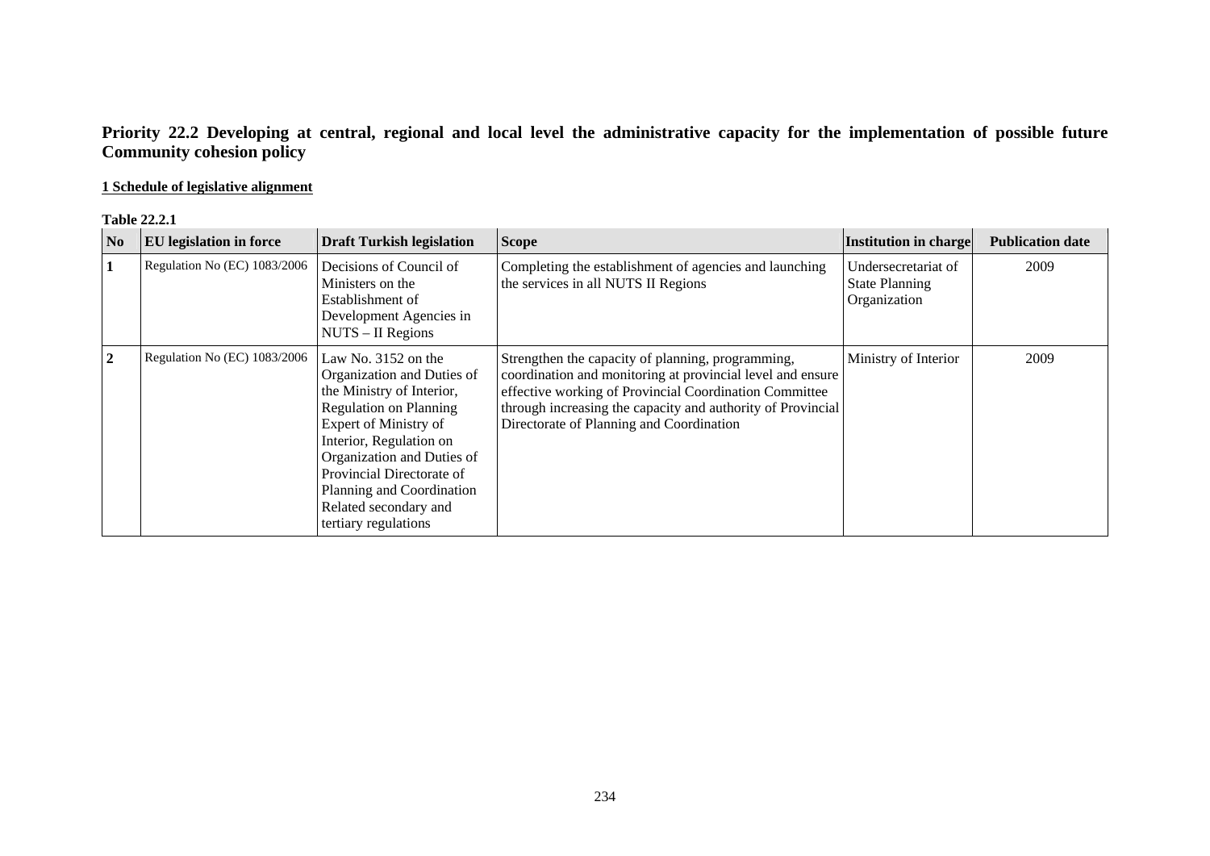## Priority 22.2 Developing at central, regional and local level the administrative capacity for the implementation of possible future Community cohesion policy

**1 Schedule of legislative alignment**

**Table 22.2.1**

| No | EU legislation in force | Draft Turkish legislation | Scope | Institution in charge | Publication date |
|---|---|---|---|---|---|
| **1** | Regulation No (EC) 1083/2006 | Decisions of Council of Ministers on the Establishment of Development Agencies in NUTS – II Regions | Completing the establishment of agencies and launching the services in all NUTS II Regions | Undersecretariat of State Planning Organization | 2009 |
| **2** | Regulation No (EC) 1083/2006 | Law No. 3152 on the Organization and Duties of the Ministry of Interior, Regulation on Planning Expert of Ministry of Interior, Regulation on Organization and Duties of Provincial Directorate of Planning and Coordination Related secondary and tertiary regulations | Strengthen the capacity of planning, programming, coordination and monitoring at provincial level and ensure effective working of Provincial Coordination Committee through increasing the capacity and authority of Provincial Directorate of Planning and Coordination | Ministry of Interior | 2009 |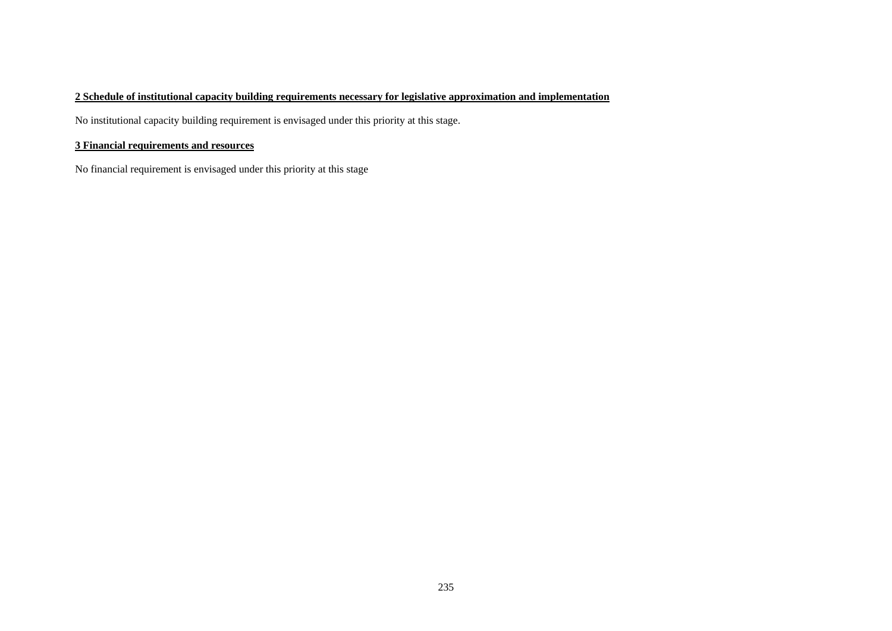## **2 Schedule of institutional capacity building requirements necessary for legislative approximation and implementation**

No institutional capacity building requirement is envisaged under this priority at this stage.

## **3 Financial requirements and resources**

No financial requirement is envisaged under this priority at this stage